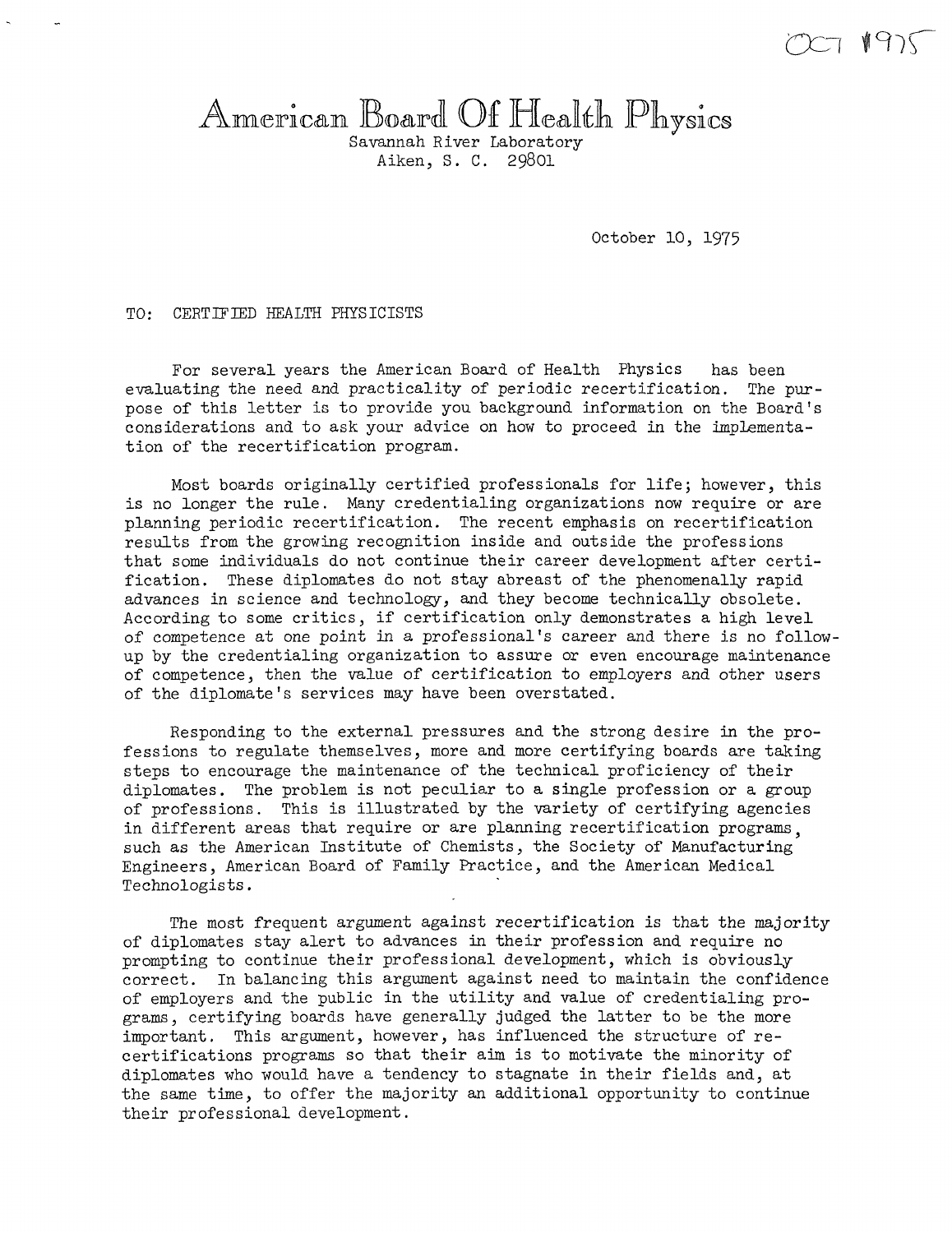OCT 1975

# American Board Of Health Physics

Savannah River Laboratory
Aiken, S. C. 29801

October 10, 1975

TO: CERTIFIED HEALTH PHYSICISTS

For several years the American Board of Health Physics has been evaluating the need and practicality of periodic recertification. The purpose of this letter is to provide you background information on the Board's considerations and to ask your advice on how to proceed in the implementation of the recertification program.

Most boards originally certified professionals for life; however, this is no longer the rule. Many credentialing organizations now require or are planning periodic recertification. The recent emphasis on recertification results from the growing recognition inside and outside the professions that some individuals do not continue their career development after certification. These diplomates do not stay abreast of the phenomenally rapid advances in science and technology, and they become technically obsolete. According to some critics, if certification only demonstrates a high level of competence at one point in a professional's career and there is no follow-up by the credentialing organization to assure or even encourage maintenance of competence, then the value of certification to employers and other users of the diplomate's services may have been overstated.

Responding to the external pressures and the strong desire in the professions to regulate themselves, more and more certifying boards are taking steps to encourage the maintenance of the technical proficiency of their diplomates. The problem is not peculiar to a single profession or a group of professions. This is illustrated by the variety of certifying agencies in different areas that require or are planning recertification programs, such as the American Institute of Chemists, the Society of Manufacturing Engineers, American Board of Family Practice, and the American Medical Technologists.

The most frequent argument against recertification is that the majority of diplomates stay alert to advances in their profession and require no prompting to continue their professional development, which is obviously correct. In balancing this argument against need to maintain the confidence of employers and the public in the utility and value of credentialing programs, certifying boards have generally judged the latter to be the more important. This argument, however, has influenced the structure of recertifications programs so that their aim is to motivate the minority of diplomates who would have a tendency to stagnate in their fields and, at the same time, to offer the majority an additional opportunity to continue their professional development.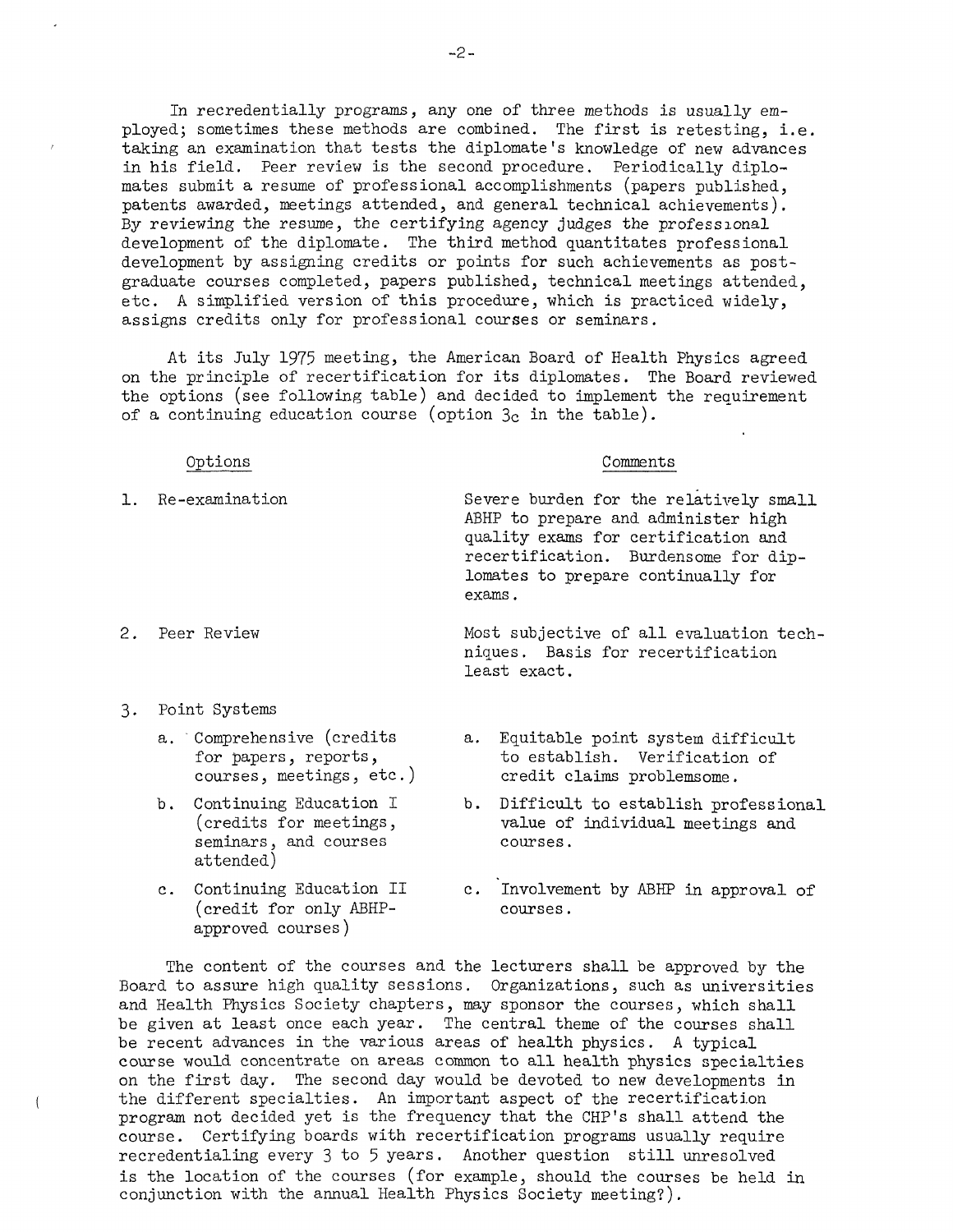In recredentially programs, any one of three methods is usually employed; sometimes these methods are combined. The first is retesting, i.e. taking an examination that tests the diplomate's knowledge of new advances in his field. Peer review is the second procedure. Periodically diplomates submit a resume of professional accomplishments (papers published, patents awarded, meetings attended, and general technical achievements). By reviewing the resume, the certifying agency judges the professional development of the diplomate. The third method quantitates professional development by assigning credits or points for such achievements as postgraduate courses completed, papers published, technical meetings attended, etc. A simplified version of this procedure, which is practiced widely, assigns credits only for professional courses or seminars.

At its July 1975 meeting, the American Board of Health Physics agreed on the principle of recertification for its diplomates. The Board reviewed the options (see following table) and decided to implement the requirement of a continuing education course (option $3_c$ in the table).

| Options | Comments |
|---|---|
| 1. Re-examination | Severe burden for the relatively small ABHP to prepare and administer high quality exams for certification and recertification. Burdensome for diplomates to prepare continually for exams. |
| 2. Peer Review | Most subjective of all evaluation techniques. Basis for recertification least exact. |
| 3. Point Systems | |
| a. Comprehensive (credits for papers, reports, courses, meetings, etc.) | a. Equitable point system difficult to establish. Verification of credit claims problemsome. |
| b. Continuing Education I (credits for meetings, seminars, and courses attended) | b. Difficult to establish professional value of individual meetings and courses. |
| c. Continuing Education II (credit for only ABHP-approved courses) | c. Involvement by ABHP in approval of courses. |

The content of the courses and the lecturers shall be approved by the Board to assure high quality sessions. Organizations, such as universities and Health Physics Society chapters, may sponsor the courses, which shall be given at least once each year. The central theme of the courses shall be recent advances in the various areas of health physics. A typical course would concentrate on areas common to all health physics specialties on the first day. The second day would be devoted to new developments in the different specialties. An important aspect of the recertification program not decided yet is the frequency that the CHP's shall attend the course. Certifying boards with recertification programs usually require recredentialing every 3 to 5 years. Another question still unresolved is the location of the courses (for example, should the courses be held in conjunction with the annual Health Physics Society meeting?).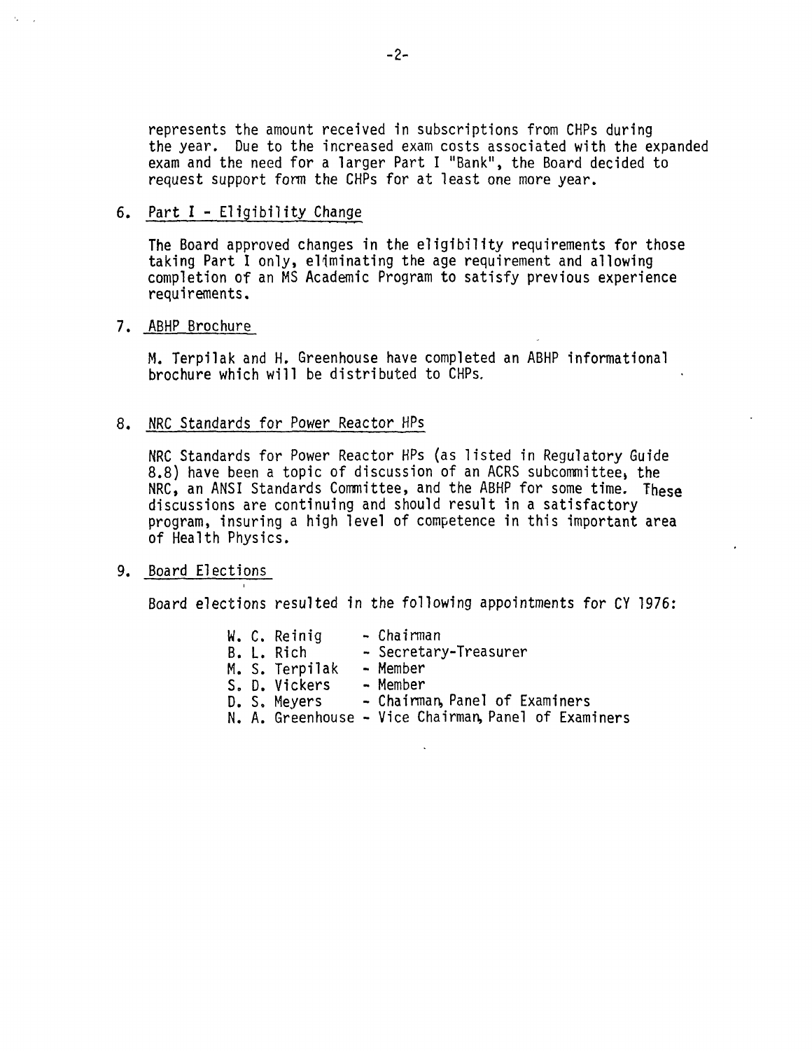represents the amount received in subscriptions from CHPs during the year. Due to the increased exam costs associated with the expanded exam and the need for a larger Part I "Bank", the Board decided to request support form the CHPs for at least one more year.

6. Part I - Eligibility Change

   The Board approved changes in the eligibility requirements for those taking Part I only, eliminating the age requirement and allowing completion of an MS Academic Program to satisfy previous experience requirements.

7. ABHP Brochure

   M. Terpilak and H. Greenhouse have completed an ABHP informational brochure which will be distributed to CHPs.

8. NRC Standards for Power Reactor HPs

   NRC Standards for Power Reactor HPs (as listed in Regulatory Guide 8.8) have been a topic of discussion of an ACRS subcommittee, the NRC, an ANSI Standards Committee, and the ABHP for some time. These discussions are continuing and should result in a satisfactory program, insuring a high level of competence in this important area of Health Physics.

9. Board Elections

   Board elections resulted in the following appointments for CY 1976:

   W. C. Reinig - Chairman
   B. L. Rich - Secretary-Treasurer
   M. S. Terpilak - Member
   S. D. Vickers - Member
   D. S. Meyers - Chairman, Panel of Examiners
   N. A. Greenhouse - Vice Chairman, Panel of Examiners